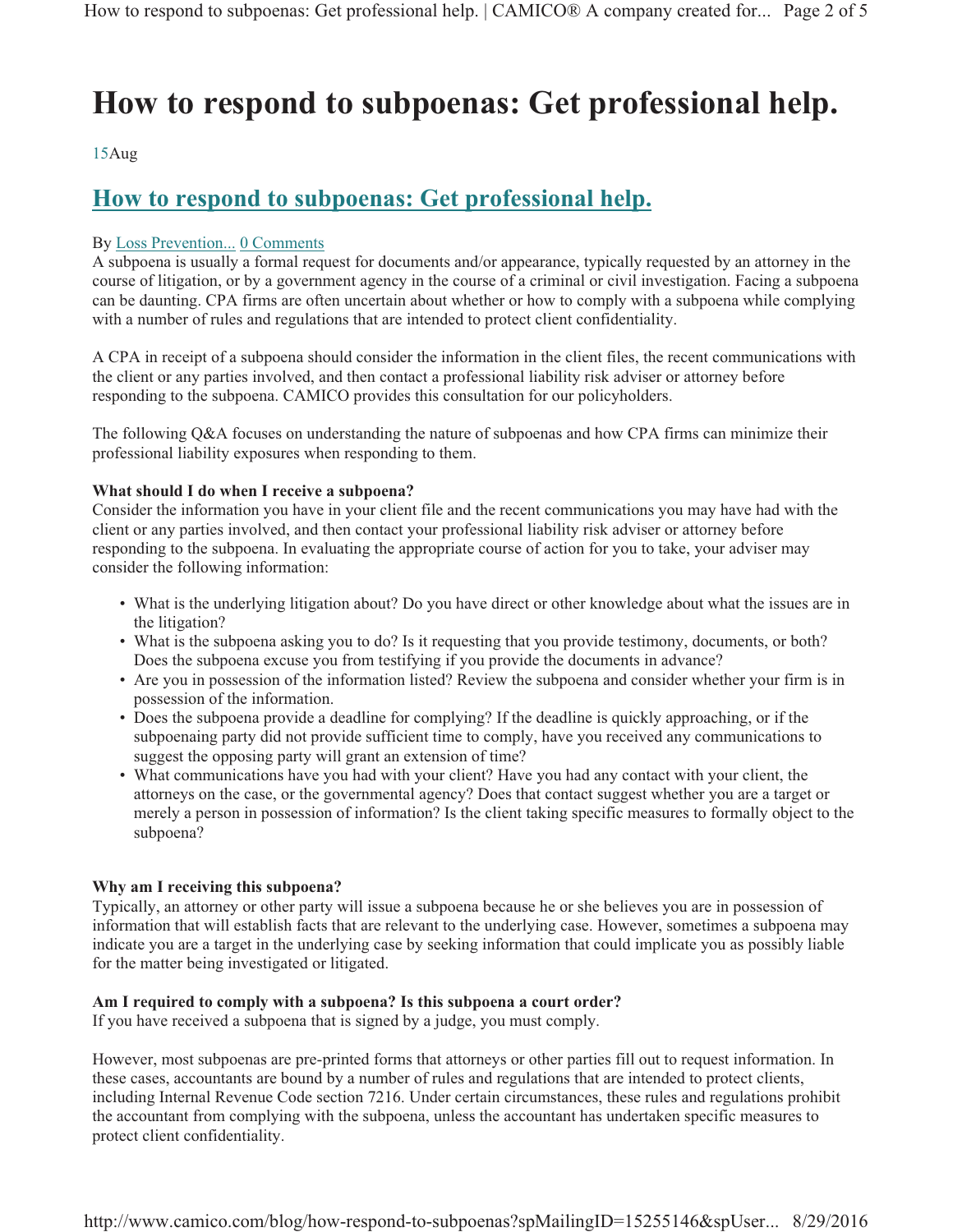# How to respond to subpoenas: Get professional help.

15Aug

## How to respond to subpoenas: Get professional help.

By Loss Prevention... 0 Comments

A subpoena is usually a formal request for documents and/or appearance, typically requested by an attorney in the course of litigation, or by a government agency in the course of a criminal or civil investigation. Facing a subpoena can be daunting. CPA firms are often uncertain about whether or how to comply with a subpoena while complying with a number of rules and regulations that are intended to protect client confidentiality.

A CPA in receipt of a subpoena should consider the information in the client files, the recent communications with the client or any parties involved, and then contact a professional liability risk adviser or attorney before responding to the subpoena. CAMICO provides this consultation for our policyholders.

The following Q&A focuses on understanding the nature of subpoenas and how CPA firms can minimize their professional liability exposures when responding to them.

**What should I do when I receive a subpoena?**

Consider the information you have in your client file and the recent communications you may have had with the client or any parties involved, and then contact your professional liability risk adviser or attorney before responding to the subpoena. In evaluating the appropriate course of action for you to take, your adviser may consider the following information:

- What is the underlying litigation about? Do you have direct or other knowledge about what the issues are in the litigation?
- What is the subpoena asking you to do? Is it requesting that you provide testimony, documents, or both? Does the subpoena excuse you from testifying if you provide the documents in advance?
- Are you in possession of the information listed? Review the subpoena and consider whether your firm is in possession of the information.
- Does the subpoena provide a deadline for complying? If the deadline is quickly approaching, or if the subpoenaing party did not provide sufficient time to comply, have you received any communications to suggest the opposing party will grant an extension of time?
- What communications have you had with your client? Have you had any contact with your client, the attorneys on the case, or the governmental agency? Does that contact suggest whether you are a target or merely a person in possession of information? Is the client taking specific measures to formally object to the subpoena?

**Why am I receiving this subpoena?**

Typically, an attorney or other party will issue a subpoena because he or she believes you are in possession of information that will establish facts that are relevant to the underlying case. However, sometimes a subpoena may indicate you are a target in the underlying case by seeking information that could implicate you as possibly liable for the matter being investigated or litigated.

**Am I required to comply with a subpoena? Is this subpoena a court order?**

If you have received a subpoena that is signed by a judge, you must comply.

However, most subpoenas are pre-printed forms that attorneys or other parties fill out to request information. In these cases, accountants are bound by a number of rules and regulations that are intended to protect clients, including Internal Revenue Code section 7216. Under certain circumstances, these rules and regulations prohibit the accountant from complying with the subpoena, unless the accountant has undertaken specific measures to protect client confidentiality.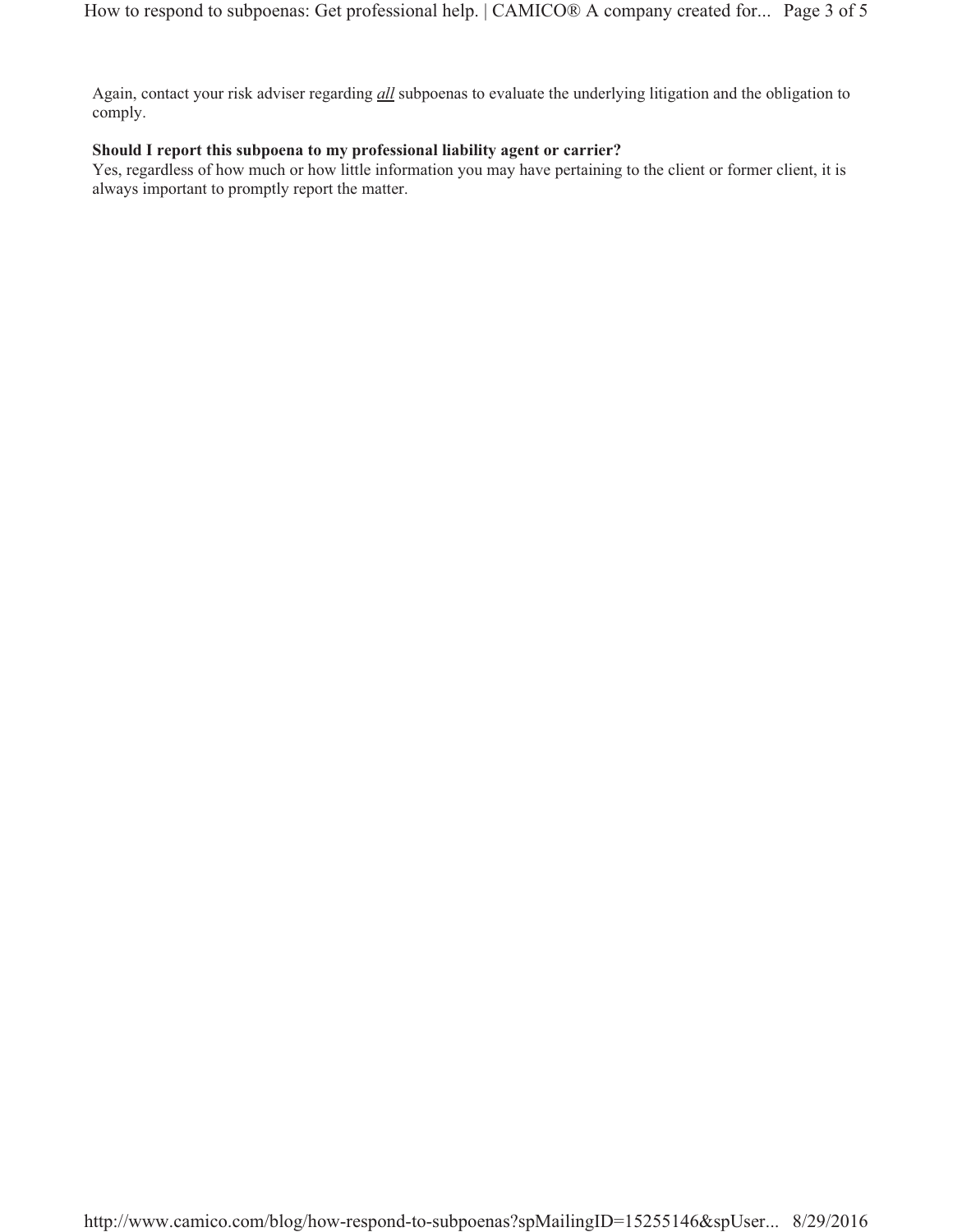Again, contact your risk adviser regarding ***all*** subpoenas to evaluate the underlying litigation and the obligation to comply.

**Should I report this subpoena to my professional liability agent or carrier?**

Yes, regardless of how much or how little information you may have pertaining to the client or former client, it is always important to promptly report the matter.